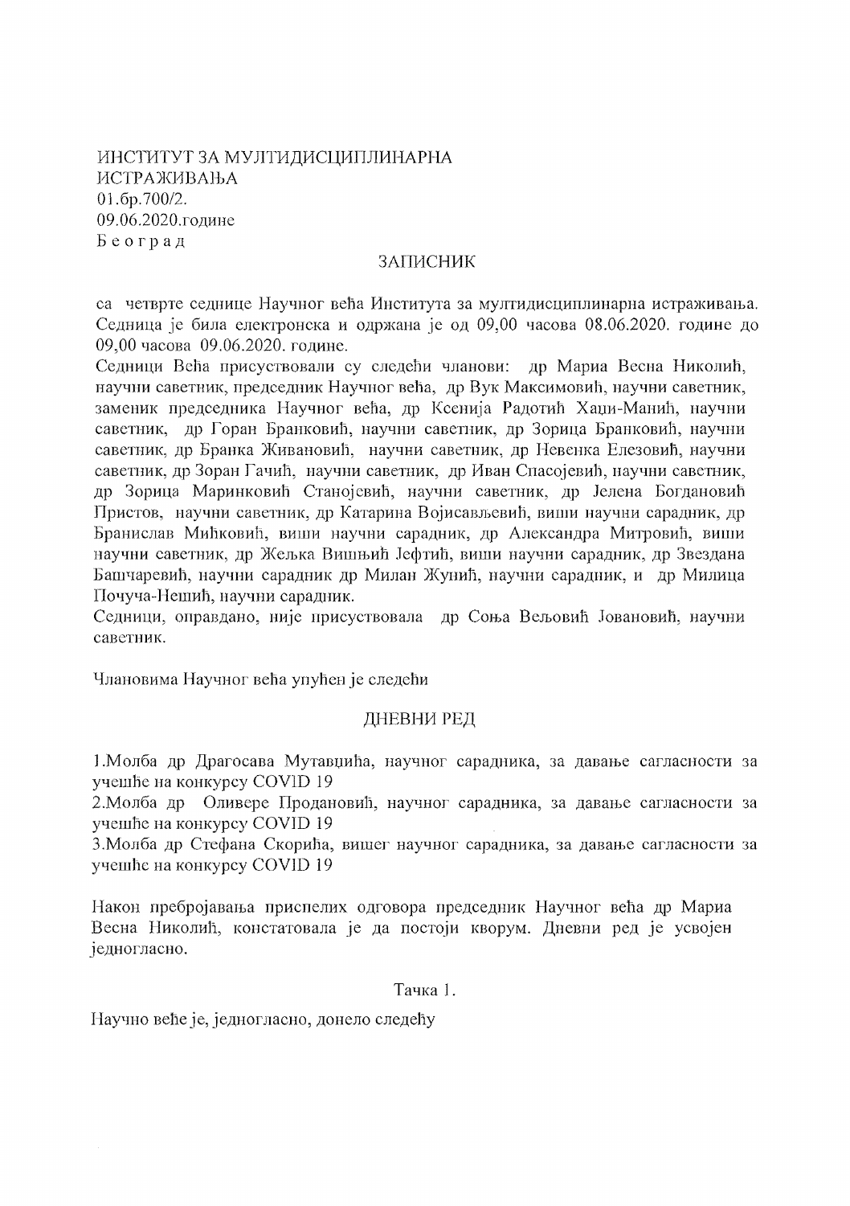ИНСТИТУТ ЗА МУЛТИДИСЦИПЛИНАРНА ИСТРАЖИВАЊА
01.бр.700/2.
09.06.2020.године
Б е о г р а д

## ЗАПИСНИК

са четврте седнице Научног већа Института за мултидисциплинарна истраживања. Седница је била електронска и одржана је од 09,00 часова 08.06.2020. године до 09,00 часова 09.06.2020. године.

Седници Већа присуствовали су следећи чланови: др Мариа Весна Николић, научни саветник, председник Научног већа, др Вук Максимовић, научни саветник, заменик председника Научног већа, др Ксенија Радотић Хаџи-Манић, научни саветник, др Горан Бранковић, научни саветник, др Зорица Бранковић, научни саветник, др Бранка Живановић, научни саветник, др Невенка Елезовић, научни саветник, др Зоран Гачић, научни саветник, др Иван Спасојевић, научни саветник, др Зорица Маринковић Станојевић, научни саветник, др Јелена Богдановић Пристов, научни саветник, др Катарина Војисављевић, виши научни сарадник, др Бранислав Мићковић, виши научни сарадник, др Александра Митровић, виши научни саветник, др Жељка Вишњић Јефтић, виши научни сарадник, др Звездана Башчаревић, научни сарадник др Милан Жунић, научни сарадник, и др Милица Почуча-Нешић, научни сарадник.

Седници, оправдано, није присуствовала др Соња Вељовић Јовановић, научни саветник.

Члановима Научног већа упућен је следећи

## ДНЕВНИ РЕД

1.Молба др Драгосава Мутавџића, научног сарадника, за давање сагласности за учешће на конкурсу COVID 19
2.Молба др Оливере Продановић, научног сарадника, за давање сагласности за учешће на конкурсу COVID 19
3.Молба др Стефана Скорића, вишег научног сарадника, за давање сагласности за учешће на конкурсу COVID 19

Након пребројавања приспелих одговора председник Научног већа др Мариа Весна Николић, констатовала је да постоји кворум. Дневни ред је усвојен једногласно.

Тачка 1.

Научно веће је, једногласно, донело следећу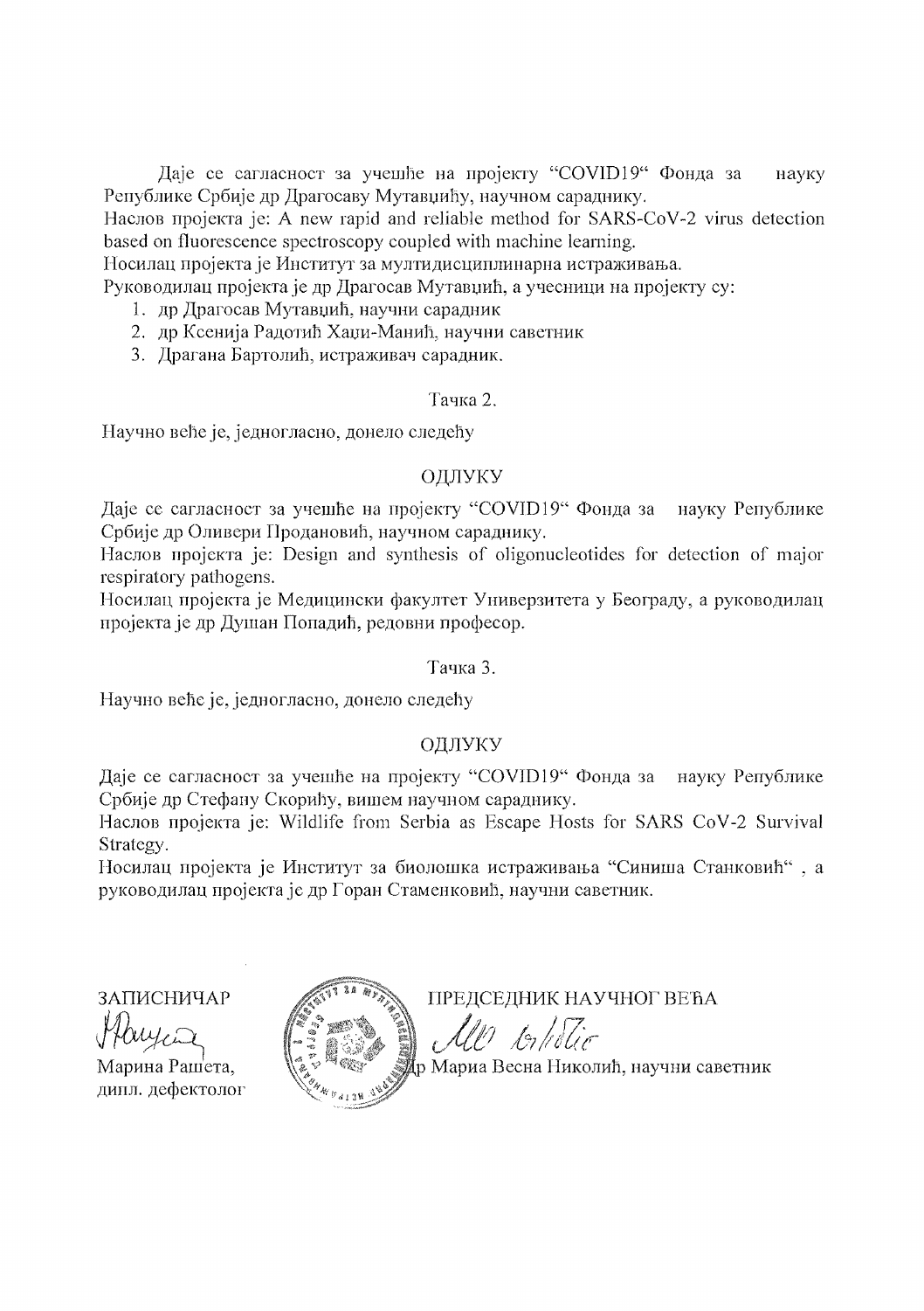Даје се сагласност за учешће на пројекту "COVID19" Фонда за науку Републике Србије др Драгосаву Мутавџићу, научном сараднику.

Наслов пројекта је: A new rapid and reliable method for SARS-CoV-2 virus detection based on fluorescence spectroscopy coupled with machine learning.

Носилац пројекта је Институт за мултидисциплинарна истраживања.

Руководилац пројекта је др Драгосав Мутавџић, а учесници на пројекту су:

1. др Драгосав Мутавџић, научни сарадник
2. др Ксенија Радотић Хаџи-Манић, научни саветник
3. Драгана Бартолић, истраживач сарадник.

Тачка 2.

Научно веће је, једногласно, донело следећу

ОДЛУКУ

Даје се сагласност за учешће на пројекту "COVID19" Фонда за науку Републике Србије др Оливери Продановић, научном сараднику.

Наслов пројекта је: Design and synthesis of oligonucleotides for detection of major respiratory pathogens.

Носилац пројекта је Медицински факултет Универзитета у Београду, а руководилац пројекта је др Душан Попадић, редовни професор.

Тачка 3.

Научно веће је, једногласно, донело следећу

ОДЛУКУ

Даје се сагласност за учешће на пројекту "COVID19" Фонда за науку Републике Србије др Стефану Скорићу, вишем научном сараднику.

Наслов пројекта је: Wildlife from Serbia as Escape Hosts for SARS CoV-2 Survival Strategy.

Носилац пројекта је Институт за биолошка истраживања "Синиша Станковић", а руководилац пројекта је др Горан Стаменковић, научни саветник.

ЗАПИСНИЧАР

Марина Рашета,
дипл. дефектолог

ПРЕДСЕДНИК НАУЧНОГ ВЕЋА

др Мариа Весна Николић, научни саветник